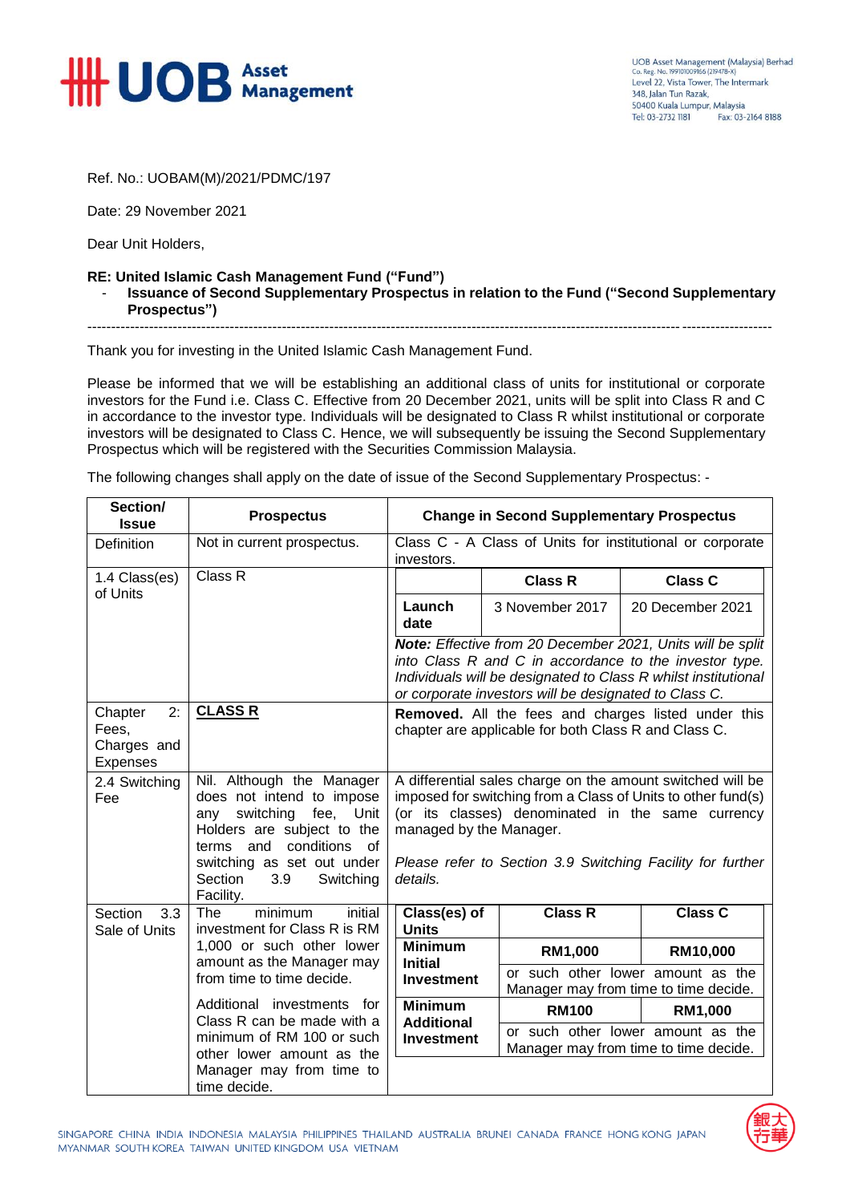UOB Asset Management

UOB Asset Management (Malaysia) Berhad
Co. Reg. No. 199101009166 (219478-X)
Level 22, Vista Tower, The Intermark
348, Jalan Tun Razak,
50400 Kuala Lumpur, Malaysia
Tel: 03-2732 1181 Fax: 03-2164 8188

Ref. No.: UOBAM(M)/2021/PDMC/197

Date: 29 November 2021

Dear Unit Holders,

**RE: United Islamic Cash Management Fund ("Fund")**

- **Issuance of Second Supplementary Prospectus in relation to the Fund ("Second Supplementary Prospectus")**

---

Thank you for investing in the United Islamic Cash Management Fund.

Please be informed that we will be establishing an additional class of units for institutional or corporate investors for the Fund i.e. Class C. Effective from 20 December 2021, units will be split into Class R and C in accordance to the investor type. Individuals will be designated to Class R whilst institutional or corporate investors will be designated to Class C. Hence, we will subsequently be issuing the Second Supplementary Prospectus which will be registered with the Securities Commission Malaysia.

The following changes shall apply on the date of issue of the Second Supplementary Prospectus: -

| Section/ Issue | Prospectus | Change in Second Supplementary Prospectus |
|---|---|---|
| Definition | Not in current prospectus. | Class C - A Class of Units for institutional or corporate investors. |
| 1.4 Class(es) of Units | Class R | **Launch date:** Class R – 3 November 2017; Class C – 20 December 2021<br><br>***Note:*** *Effective from 20 December 2021, Units will be split into Class R and C in accordance to the investor type. Individuals will be designated to Class R whilst institutional or corporate investors will be designated to Class C.* |
| Chapter 2: Fees, Charges and Expenses | **CLASS R** | **Removed.** All the fees and charges listed under this chapter are applicable for both Class R and Class C. |
| 2.4 Switching Fee | Nil. Although the Manager does not intend to impose any switching fee, Unit Holders are subject to the terms and conditions of switching as set out under Section 3.9 Switching Facility. | A differential sales charge on the amount switched will be imposed for switching from a Class of Units to other fund(s) (or its classes) denominated in the same currency managed by the Manager.<br><br>*Please refer to Section 3.9 Switching Facility for further details.* |
| Section 3.3 Sale of Units | The minimum initial investment for Class R is RM 1,000 or such other lower amount as the Manager may from time to time decide.<br><br>Additional investments for Class R can be made with a minimum of RM 100 or such other lower amount as the Manager may from time to time decide. | **Minimum Initial Investment:** Class R – **RM1,000**; Class C – **RM10,000**; or such other lower amount as the Manager may from time to time decide.<br><br>**Minimum Additional Investment:** Class R – **RM100**; Class C – **RM1,000**; or such other lower amount as the Manager may from time to time decide. |

SINGAPORE CHINA INDIA INDONESIA MALAYSIA PHILIPPINES THAILAND AUSTRALIA BRUNEI CANADA FRANCE HONG KONG JAPAN MYANMAR SOUTH KOREA TAIWAN UNITED KINGDOM USA VIETNAM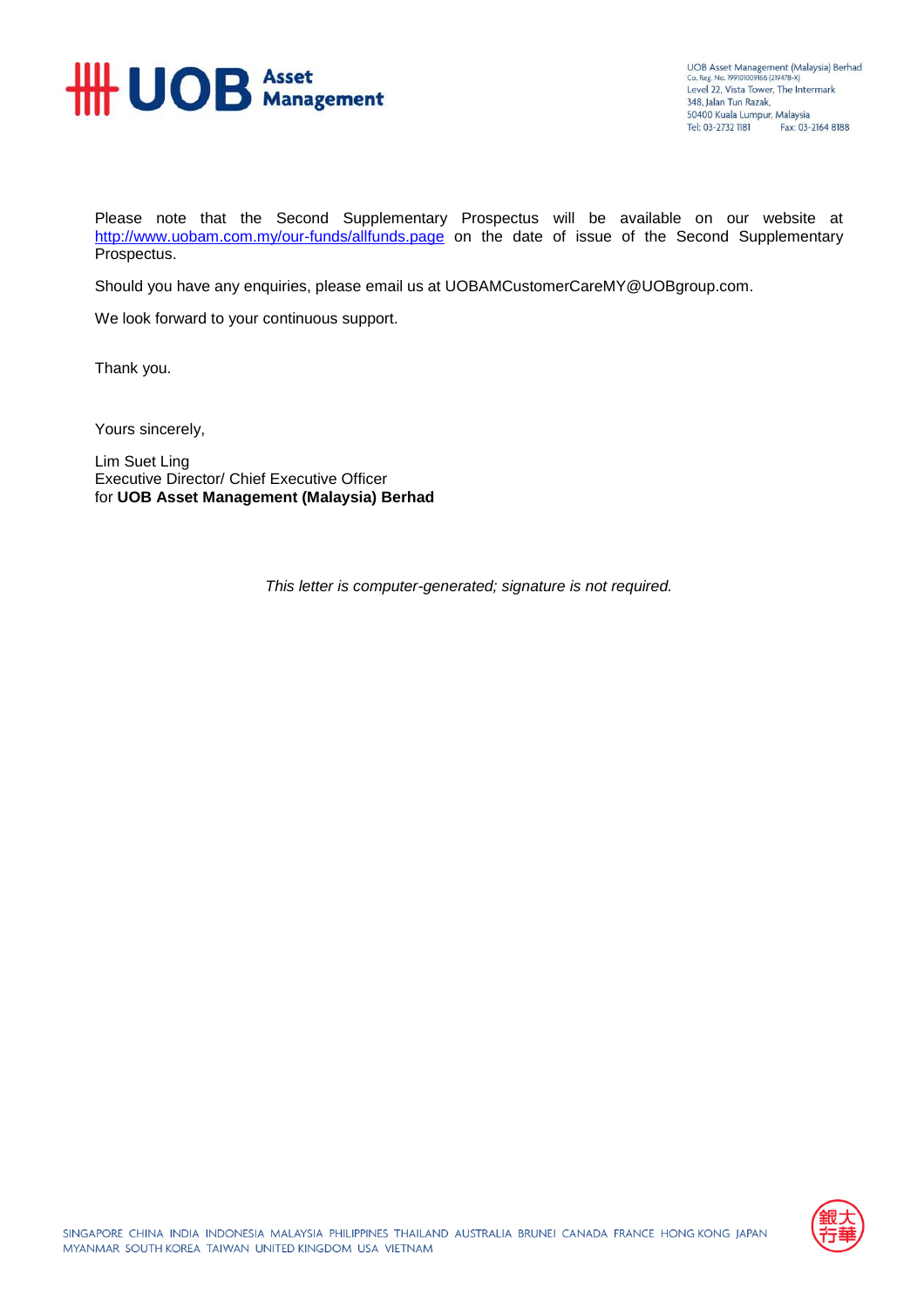Please note that the Second Supplementary Prospectus will be available on our website at http://www.uobam.com.my/our-funds/allfunds.page on the date of issue of the Second Supplementary Prospectus.

Should you have any enquiries, please email us at UOBAMCustomerCareMY@UOBgroup.com.

We look forward to your continuous support.

Thank you.

Yours sincerely,

Lim Suet Ling
Executive Director/ Chief Executive Officer
for **UOB Asset Management (Malaysia) Berhad**

*This letter is computer-generated; signature is not required.*